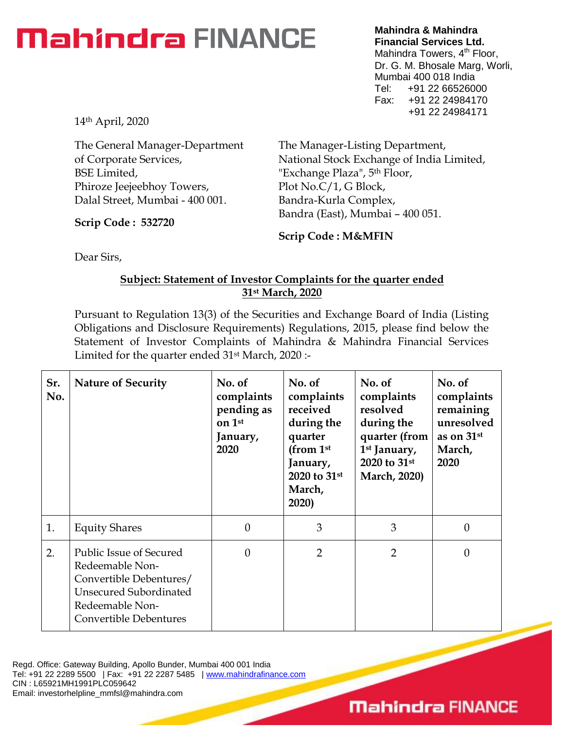# Mahindra FINANCE

**Mahindra & Mahindra Financial Services Ltd.**
Mahindra Towers, 4th Floor,
Dr. G. M. Bhosale Marg, Worli,
Mumbai 400 018 India
Tel: +91 22 66526000
Fax: +91 22 24984170
+91 22 24984171

14th April, 2020

The General Manager-Department of Corporate Services,
BSE Limited,
Phiroze Jeejeebhoy Towers,
Dalal Street, Mumbai - 400 001.

**Scrip Code : 532720**

The Manager-Listing Department,
National Stock Exchange of India Limited,
"Exchange Plaza", 5th Floor,
Plot No.C/1, G Block,
Bandra-Kurla Complex,
Bandra (East), Mumbai – 400 051.

**Scrip Code : M&MFIN**

Dear Sirs,

**Subject: Statement of Investor Complaints for the quarter ended 31st March, 2020**

Pursuant to Regulation 13(3) of the Securities and Exchange Board of India (Listing Obligations and Disclosure Requirements) Regulations, 2015, please find below the Statement of Investor Complaints of Mahindra & Mahindra Financial Services Limited for the quarter ended 31st March, 2020 :-

| Sr. No. | Nature of Security | No. of complaints pending as on 1st January, 2020 | No. of complaints received during the quarter (from 1st January, 2020 to 31st March, 2020) | No. of complaints resolved during the quarter (from 1st January, 2020 to 31st March, 2020) | No. of complaints remaining unresolved as on 31st March, 2020 |
|---|---|---|---|---|---|
| 1. | Equity Shares | 0 | 3 | 3 | 0 |
| 2. | Public Issue of Secured Redeemable Non-Convertible Debentures/ Unsecured Subordinated Redeemable Non-Convertible Debentures | 0 | 2 | 2 | 0 |

Regd. Office: Gateway Building, Apollo Bunder, Mumbai 400 001 India
Tel: +91 22 2289 5500 | Fax: +91 22 2287 5485 | www.mahindrafinance.com
CIN : L65921MH1991PLC059642
Email: investorhelpline_mmfsl@mahindra.com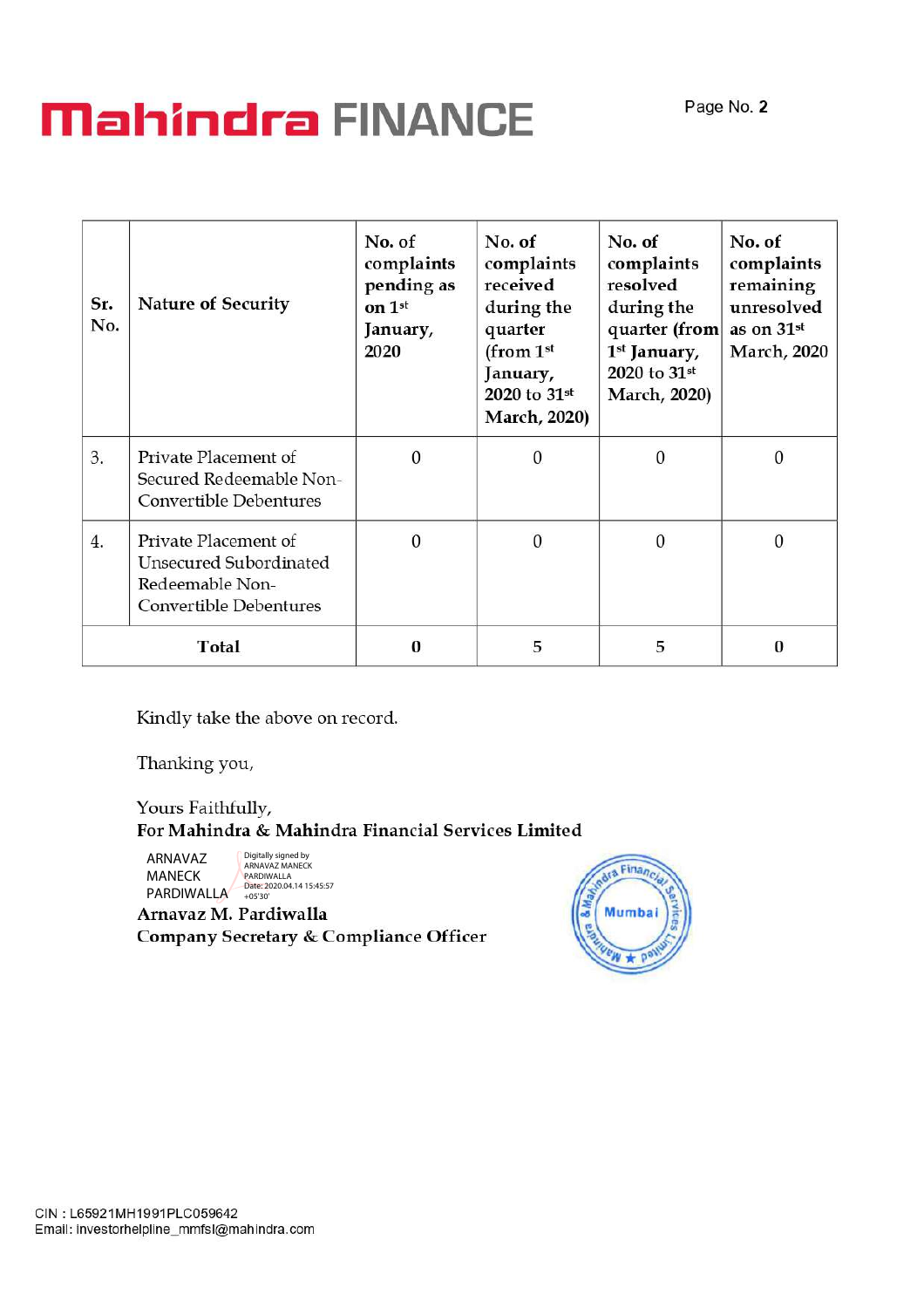| Sr. No. | Nature of Security | No. of complaints pending as on 1st January, 2020 | No. of complaints received during the quarter (from 1st January, 2020 to 31st March, 2020) | No. of complaints resolved during the quarter (from 1st January, 2020 to 31st March, 2020) | No. of complaints remaining unresolved as on 31st March, 2020 |
|---|---|---|---|---|---|
| 3. | Private Placement of Secured Redeemable Non-Convertible Debentures | 0 | 0 | 0 | 0 |
| 4. | Private Placement of Unsecured Subordinated Redeemable Non-Convertible Debentures | 0 | 0 | 0 | 0 |
| **Total** | | **0** | **5** | **5** | **0** |

Kindly take the above on record.

Thanking you,

Yours Faithfully,
**For Mahindra & Mahindra Financial Services Limited**

ARNAVAZ MANECK PARDIWALLA
Digitally signed by ARNAVAZ MANECK PARDIWALLA
Date: 2020.04.14 15:45:57 +05'30'

**Arnavaz M. Pardiwalla**
**Company Secretary & Compliance Officer**

CIN : L65921MH1991PLC059642
Email: investorhelpline_mmfsl@mahindra.com